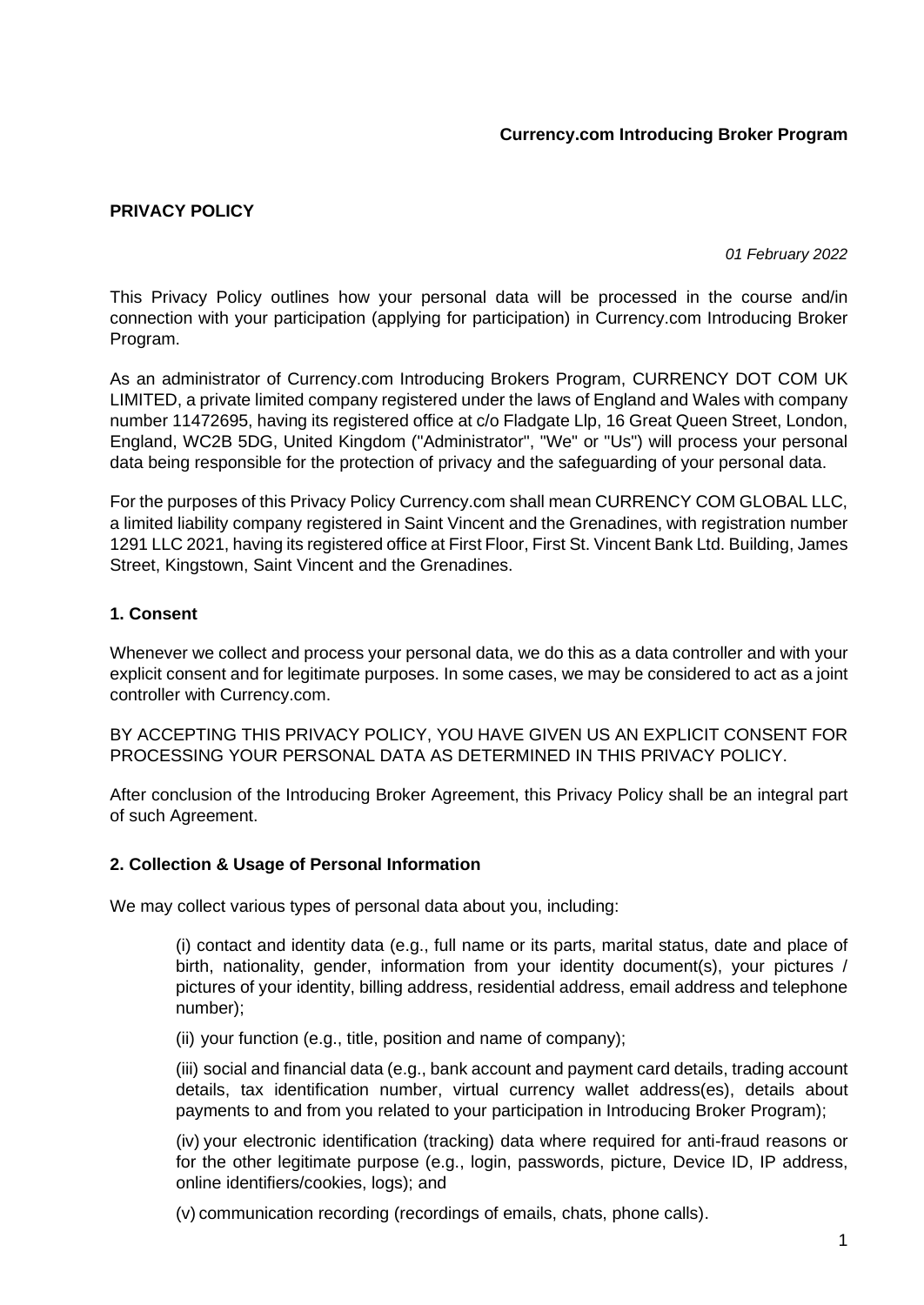**Currency.com Introducing Broker Program**

**PRIVACY POLICY**

*01 February 2022*

This Privacy Policy outlines how your personal data will be processed in the course and/in connection with your participation (applying for participation) in Currency.com Introducing Broker Program.

As an administrator of Currency.com Introducing Brokers Program, CURRENCY DOT COM UK LIMITED, a private limited company registered under the laws of England and Wales with company number 11472695, having its registered office at c/o Fladgate Llp, 16 Great Queen Street, London, England, WC2B 5DG, United Kingdom ("Administrator", "We" or "Us") will process your personal data being responsible for the protection of privacy and the safeguarding of your personal data.

For the purposes of this Privacy Policy Currency.com shall mean CURRENCY COM GLOBAL LLC, a limited liability company registered in Saint Vincent and the Grenadines, with registration number 1291 LLC 2021, having its registered office at First Floor, First St. Vincent Bank Ltd. Building, James Street, Kingstown, Saint Vincent and the Grenadines.

## 1. Consent

Whenever we collect and process your personal data, we do this as a data controller and with your explicit consent and for legitimate purposes. In some cases, we may be considered to act as a joint controller with Currency.com.

BY ACCEPTING THIS PRIVACY POLICY, YOU HAVE GIVEN US AN EXPLICIT CONSENT FOR PROCESSING YOUR PERSONAL DATA AS DETERMINED IN THIS PRIVACY POLICY.

After conclusion of the Introducing Broker Agreement, this Privacy Policy shall be an integral part of such Agreement.

## 2. Collection & Usage of Personal Information

We may collect various types of personal data about you, including:

(i) contact and identity data (e.g., full name or its parts, marital status, date and place of birth, nationality, gender, information from your identity document(s), your pictures / pictures of your identity, billing address, residential address, email address and telephone number);

(ii) your function (e.g., title, position and name of company);

(iii) social and financial data (e.g., bank account and payment card details, trading account details, tax identification number, virtual currency wallet address(es), details about payments to and from you related to your participation in Introducing Broker Program);

(iv) your electronic identification (tracking) data where required for anti-fraud reasons or for the other legitimate purpose (e.g., login, passwords, picture, Device ID, IP address, online identifiers/cookies, logs); and

(v) communication recording (recordings of emails, chats, phone calls).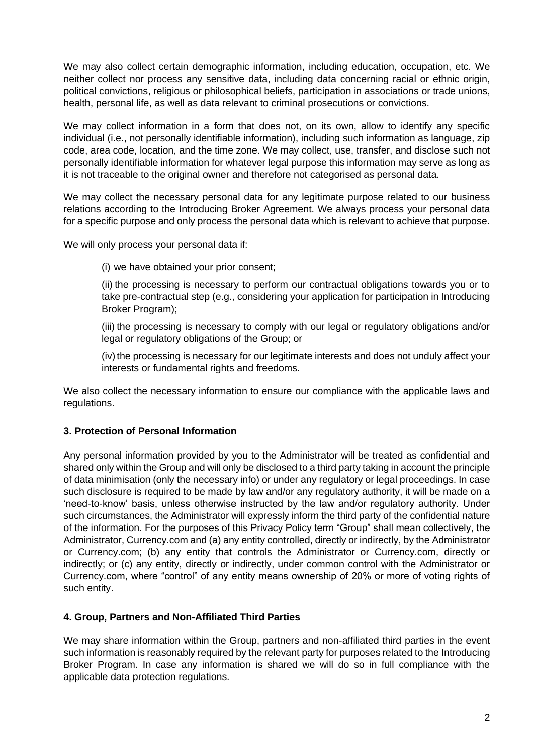We may also collect certain demographic information, including education, occupation, etc. We neither collect nor process any sensitive data, including data concerning racial or ethnic origin, political convictions, religious or philosophical beliefs, participation in associations or trade unions, health, personal life, as well as data relevant to criminal prosecutions or convictions.

We may collect information in a form that does not, on its own, allow to identify any specific individual (i.e., not personally identifiable information), including such information as language, zip code, area code, location, and the time zone. We may collect, use, transfer, and disclose such not personally identifiable information for whatever legal purpose this information may serve as long as it is not traceable to the original owner and therefore not categorised as personal data.

We may collect the necessary personal data for any legitimate purpose related to our business relations according to the Introducing Broker Agreement. We always process your personal data for a specific purpose and only process the personal data which is relevant to achieve that purpose.

We will only process your personal data if:

(i) we have obtained your prior consent;

(ii) the processing is necessary to perform our contractual obligations towards you or to take pre-contractual step (e.g., considering your application for participation in Introducing Broker Program);

(iii) the processing is necessary to comply with our legal or regulatory obligations and/or legal or regulatory obligations of the Group; or

(iv) the processing is necessary for our legitimate interests and does not unduly affect your interests or fundamental rights and freedoms.

We also collect the necessary information to ensure our compliance with the applicable laws and regulations.

### 3. Protection of Personal Information

Any personal information provided by you to the Administrator will be treated as confidential and shared only within the Group and will only be disclosed to a third party taking in account the principle of data minimisation (only the necessary info) or under any regulatory or legal proceedings. In case such disclosure is required to be made by law and/or any regulatory authority, it will be made on a 'need-to-know' basis, unless otherwise instructed by the law and/or regulatory authority. Under such circumstances, the Administrator will expressly inform the third party of the confidential nature of the information. For the purposes of this Privacy Policy term "Group" shall mean collectively, the Administrator, Currency.com and (a) any entity controlled, directly or indirectly, by the Administrator or Currency.com; (b) any entity that controls the Administrator or Currency.com, directly or indirectly; or (c) any entity, directly or indirectly, under common control with the Administrator or Currency.com, where "control" of any entity means ownership of 20% or more of voting rights of such entity.

### 4. Group, Partners and Non-Affiliated Third Parties

We may share information within the Group, partners and non-affiliated third parties in the event such information is reasonably required by the relevant party for purposes related to the Introducing Broker Program. In case any information is shared we will do so in full compliance with the applicable data protection regulations.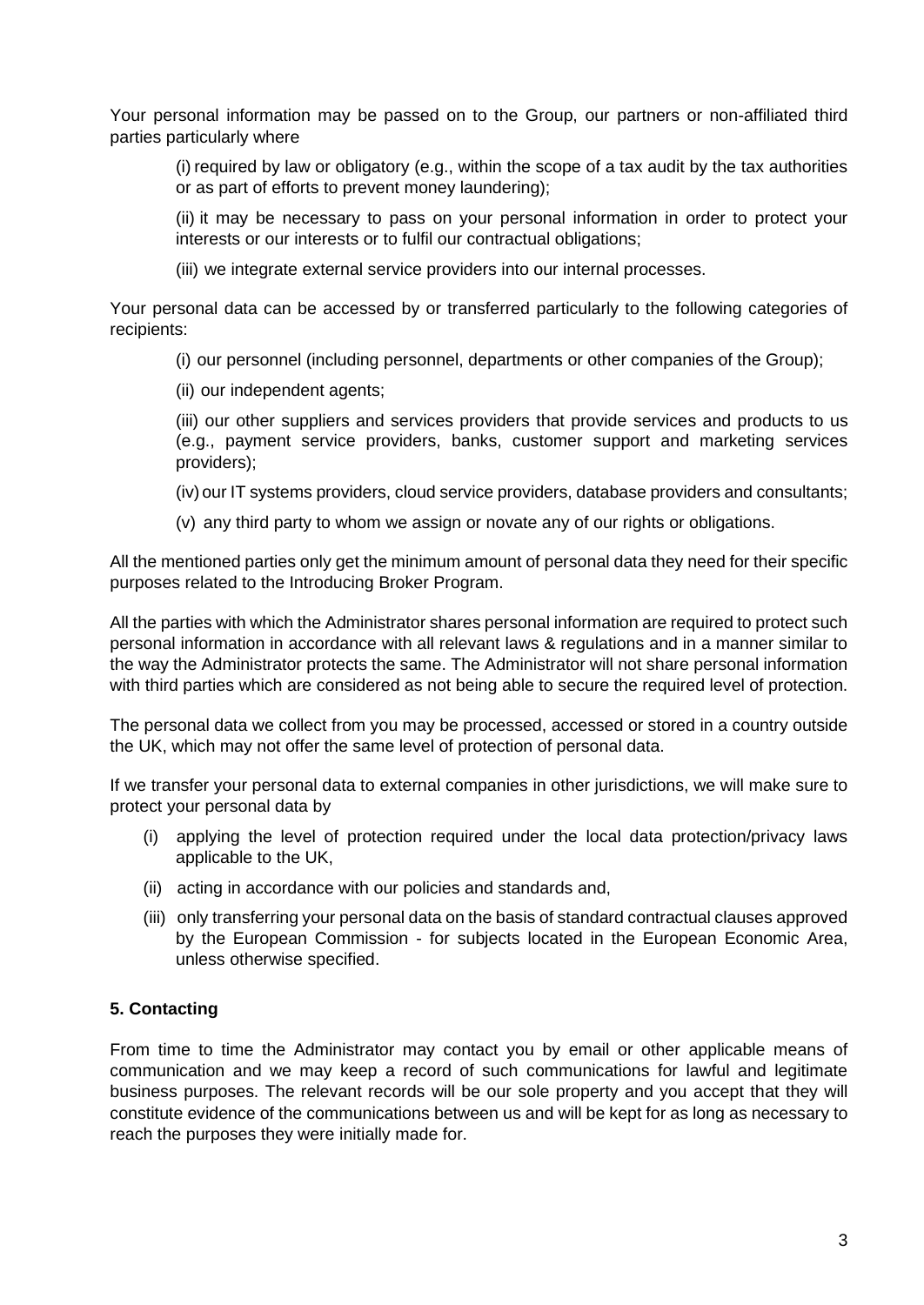Your personal information may be passed on to the Group, our partners or non-affiliated third parties particularly where

(i) required by law or obligatory (e.g., within the scope of a tax audit by the tax authorities or as part of efforts to prevent money laundering);

(ii) it may be necessary to pass on your personal information in order to protect your interests or our interests or to fulfil our contractual obligations;

(iii) we integrate external service providers into our internal processes.

Your personal data can be accessed by or transferred particularly to the following categories of recipients:

(i) our personnel (including personnel, departments or other companies of the Group);

(ii) our independent agents;

(iii) our other suppliers and services providers that provide services and products to us (e.g., payment service providers, banks, customer support and marketing services providers);

(iv) our IT systems providers, cloud service providers, database providers and consultants;

(v) any third party to whom we assign or novate any of our rights or obligations.

All the mentioned parties only get the minimum amount of personal data they need for their specific purposes related to the Introducing Broker Program.

All the parties with which the Administrator shares personal information are required to protect such personal information in accordance with all relevant laws & regulations and in a manner similar to the way the Administrator protects the same. The Administrator will not share personal information with third parties which are considered as not being able to secure the required level of protection.

The personal data we collect from you may be processed, accessed or stored in a country outside the UK, which may not offer the same level of protection of personal data.

If we transfer your personal data to external companies in other jurisdictions, we will make sure to protect your personal data by

(i) applying the level of protection required under the local data protection/privacy laws applicable to the UK,

(ii) acting in accordance with our policies and standards and,

(iii) only transferring your personal data on the basis of standard contractual clauses approved by the European Commission - for subjects located in the European Economic Area, unless otherwise specified.

**5. Contacting**

From time to time the Administrator may contact you by email or other applicable means of communication and we may keep a record of such communications for lawful and legitimate business purposes. The relevant records will be our sole property and you accept that they will constitute evidence of the communications between us and will be kept for as long as necessary to reach the purposes they were initially made for.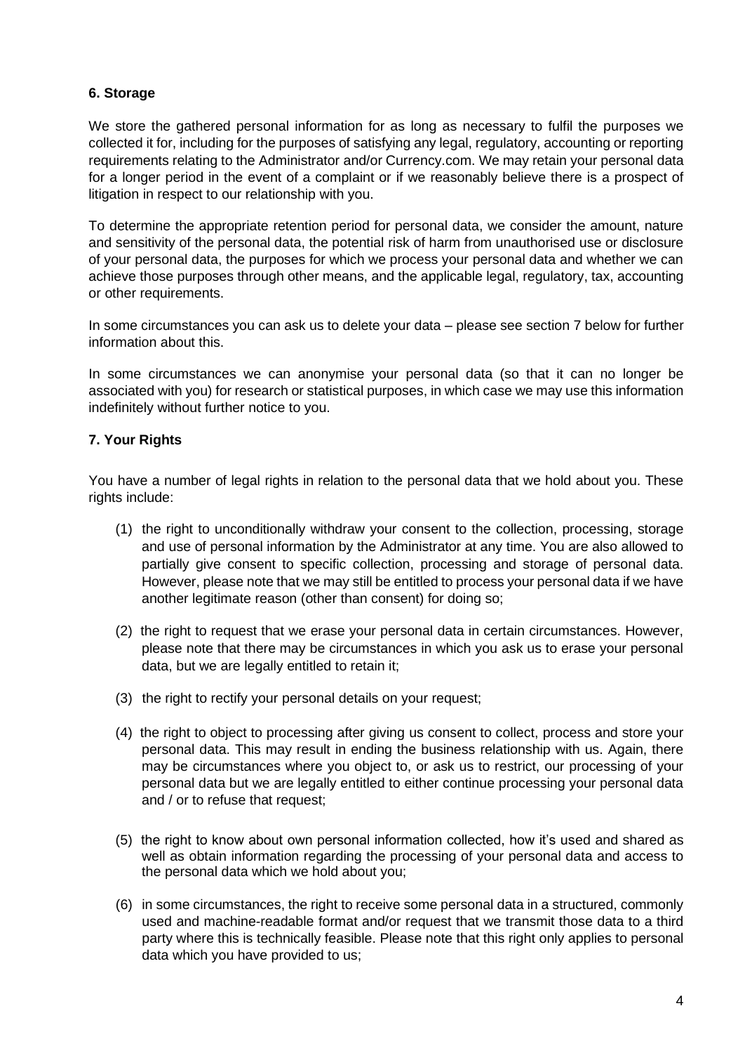### 6. Storage

We store the gathered personal information for as long as necessary to fulfil the purposes we collected it for, including for the purposes of satisfying any legal, regulatory, accounting or reporting requirements relating to the Administrator and/or Currency.com. We may retain your personal data for a longer period in the event of a complaint or if we reasonably believe there is a prospect of litigation in respect to our relationship with you.

To determine the appropriate retention period for personal data, we consider the amount, nature and sensitivity of the personal data, the potential risk of harm from unauthorised use or disclosure of your personal data, the purposes for which we process your personal data and whether we can achieve those purposes through other means, and the applicable legal, regulatory, tax, accounting or other requirements.

In some circumstances you can ask us to delete your data – please see section 7 below for further information about this.

In some circumstances we can anonymise your personal data (so that it can no longer be associated with you) for research or statistical purposes, in which case we may use this information indefinitely without further notice to you.

### 7. Your Rights

You have a number of legal rights in relation to the personal data that we hold about you. These rights include:

(1) the right to unconditionally withdraw your consent to the collection, processing, storage and use of personal information by the Administrator at any time. You are also allowed to partially give consent to specific collection, processing and storage of personal data. However, please note that we may still be entitled to process your personal data if we have another legitimate reason (other than consent) for doing so;

(2) the right to request that we erase your personal data in certain circumstances. However, please note that there may be circumstances in which you ask us to erase your personal data, but we are legally entitled to retain it;

(3) the right to rectify your personal details on your request;

(4) the right to object to processing after giving us consent to collect, process and store your personal data. This may result in ending the business relationship with us. Again, there may be circumstances where you object to, or ask us to restrict, our processing of your personal data but we are legally entitled to either continue processing your personal data and / or to refuse that request;

(5) the right to know about own personal information collected, how it's used and shared as well as obtain information regarding the processing of your personal data and access to the personal data which we hold about you;

(6) in some circumstances, the right to receive some personal data in a structured, commonly used and machine-readable format and/or request that we transmit those data to a third party where this is technically feasible. Please note that this right only applies to personal data which you have provided to us;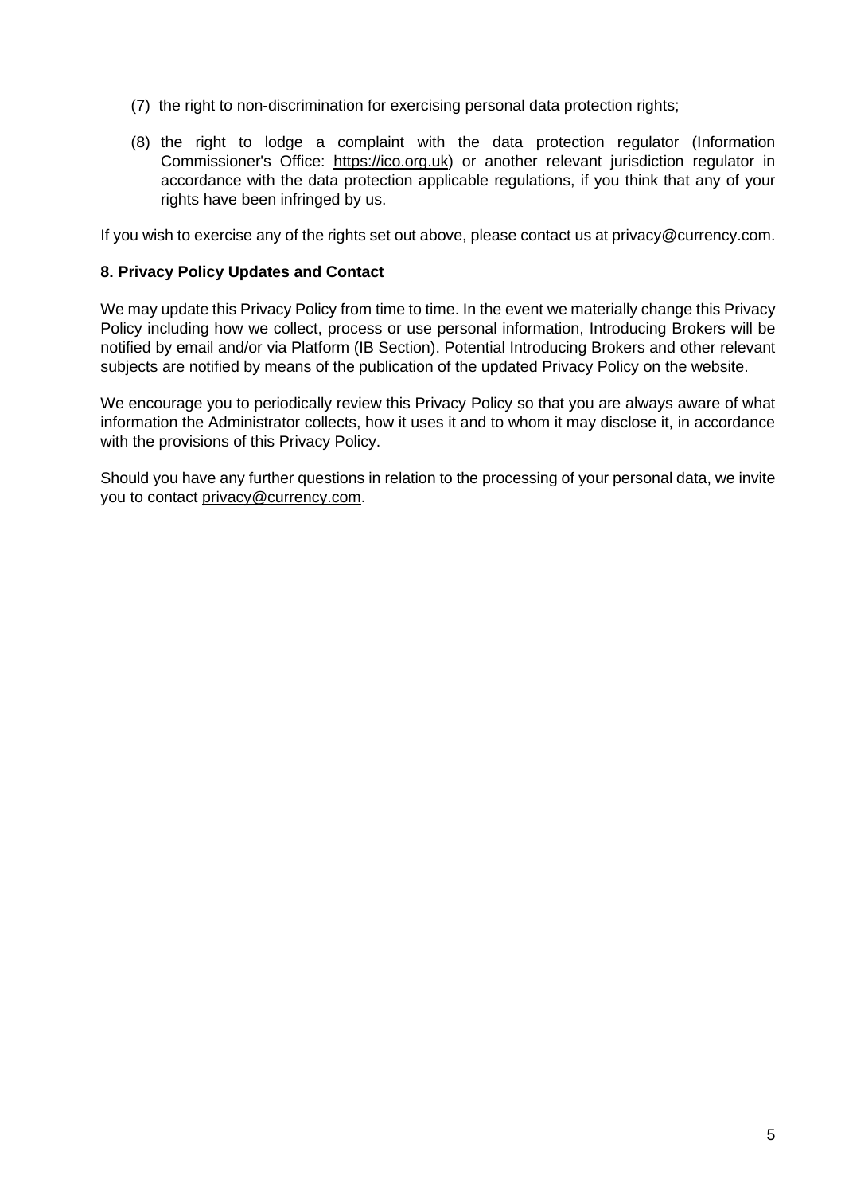(7) the right to non-discrimination for exercising personal data protection rights;

(8) the right to lodge a complaint with the data protection regulator (Information Commissioner's Office: https://ico.org.uk) or another relevant jurisdiction regulator in accordance with the data protection applicable regulations, if you think that any of your rights have been infringed by us.

If you wish to exercise any of the rights set out above, please contact us at privacy@currency.com.

**8. Privacy Policy Updates and Contact**

We may update this Privacy Policy from time to time. In the event we materially change this Privacy Policy including how we collect, process or use personal information, Introducing Brokers will be notified by email and/or via Platform (IB Section). Potential Introducing Brokers and other relevant subjects are notified by means of the publication of the updated Privacy Policy on the website.

We encourage you to periodically review this Privacy Policy so that you are always aware of what information the Administrator collects, how it uses it and to whom it may disclose it, in accordance with the provisions of this Privacy Policy.

Should you have any further questions in relation to the processing of your personal data, we invite you to contact privacy@currency.com.